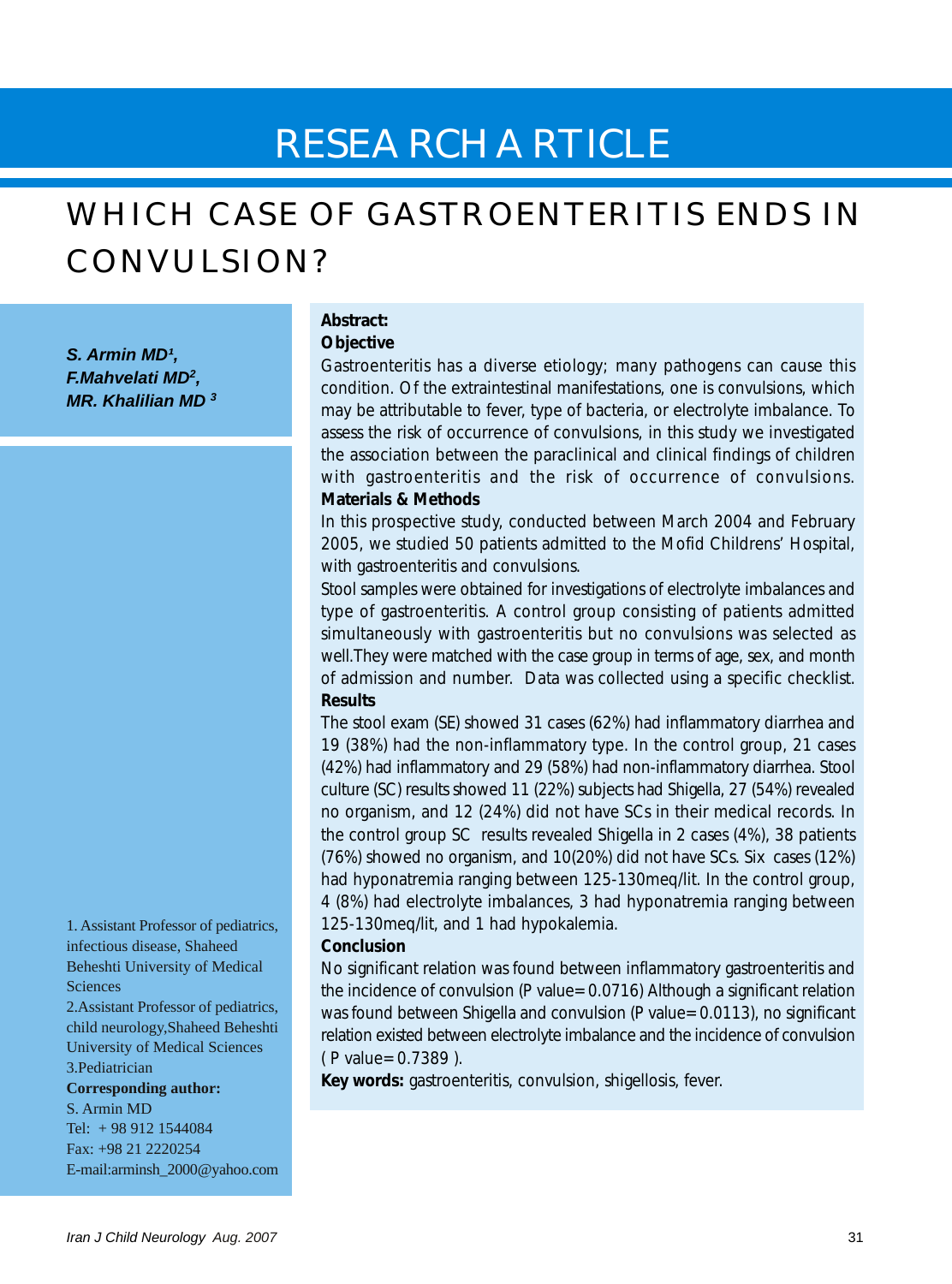# RESEARCH ARTICLE

## WHICH CASE OF GASTROENTERITIS ENDS IN CONVULSION?

***S. Armin MD[1], F.Mahvelati MD[2], MR. Khalilian MD [3]***

**Abstract:**

**Objective**

Gastroenteritis has a diverse etiology; many pathogens can cause this condition. Of the extraintestinal manifestations, one is convulsions, which may be attributable to fever, type of bacteria, or electrolyte imbalance. To assess the risk of occurrence of convulsions, in this study we investigated the association between the paraclinical and clinical findings of children with gastroenteritis and the risk of occurrence of convulsions.

**Materials & Methods**

In this prospective study, conducted between March 2004 and February 2005, we studied 50 patients admitted to the Mofid Childrens' Hospital, with gastroenteritis and convulsions.

Stool samples were obtained for investigations of electrolyte imbalances and type of gastroenteritis. A control group consisting of patients admitted simultaneously with gastroenteritis but no convulsions was selected as well.They were matched with the case group in terms of age, sex, and month of admission and number. Data was collected using a specific checklist.

**Results**

The stool exam (SE) showed 31 cases (62%) had inflammatory diarrhea and 19 (38%) had the non-inflammatory type. In the control group, 21 cases (42%) had inflammatory and 29 (58%) had non-inflammatory diarrhea. Stool culture (SC) results showed 11 (22%) subjects had Shigella, 27 (54%) revealed no organism, and 12 (24%) did not have SCs in their medical records. In the control group SC results revealed Shigella in 2 cases (4%), 38 patients (76%) showed no organism, and 10(20%) did not have SCs. Six cases (12%) had hyponatremia ranging between 125-130meq/lit. In the control group, 4 (8%) had electrolyte imbalances, 3 had hyponatremia ranging between 125-130meq/lit, and 1 had hypokalemia.

**Conclusion**

No significant relation was found between inflammatory gastroenteritis and the incidence of convulsion (P value= 0.0716) Although a significant relation was found between Shigella and convulsion (P value= 0.0113), no significant relation existed between electrolyte imbalance and the incidence of convulsion ( P value= 0.7389 ).

**Key words:** gastroenteritis, convulsion, shigellosis, fever.

1. Assistant Professor of pediatrics, infectious disease, Shaheed Beheshti University of Medical Sciences
2. Assistant Professor of pediatrics, child neurology,Shaheed Beheshti University of Medical Sciences
3. Pediatrician

**Corresponding author:**
S. Armin MD
Tel: + 98 912 1544084
Fax: +98 21 2220254
E-mail:arminsh_2000@yahoo.com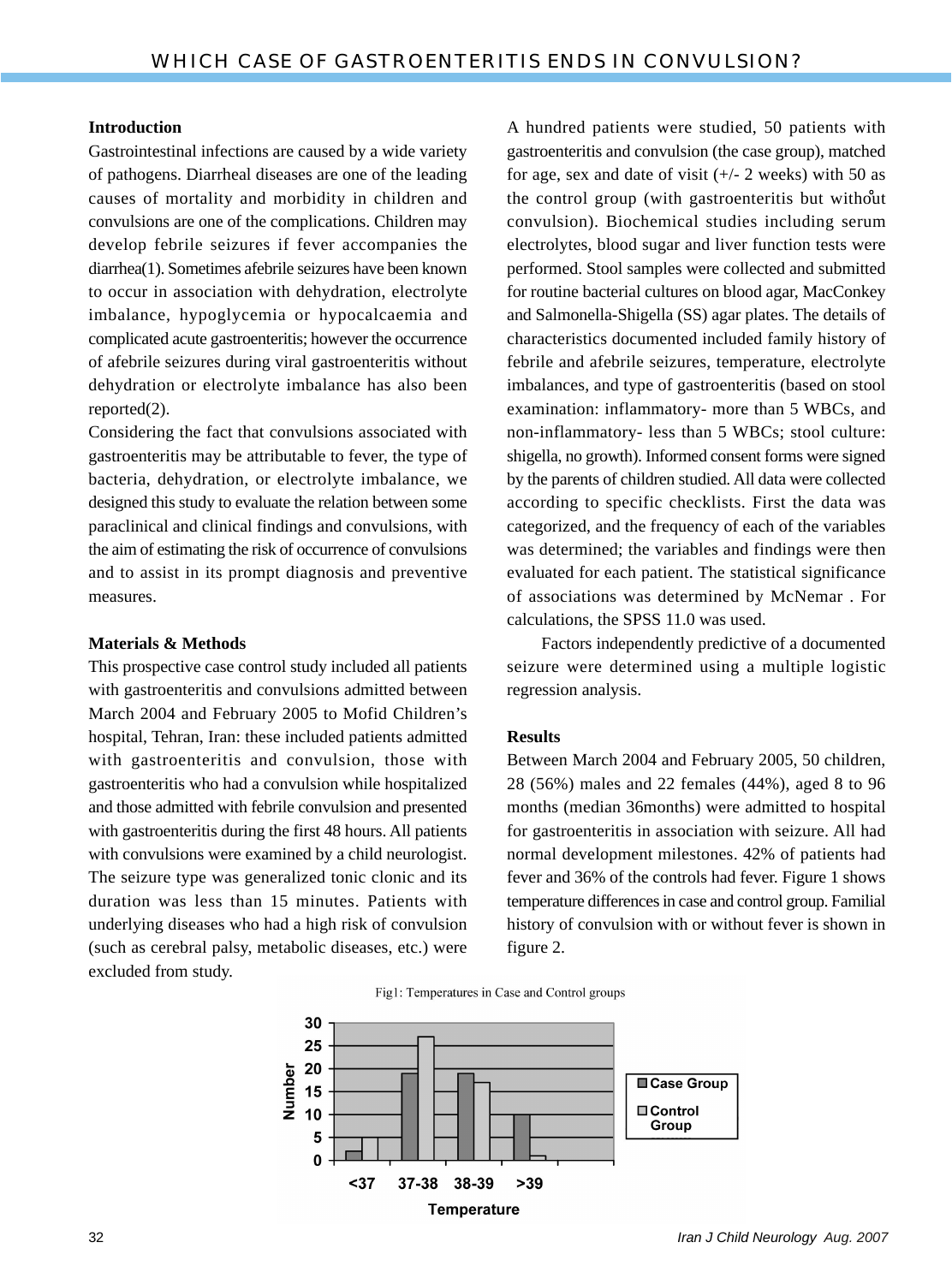## Introduction

Gastrointestinal infections are caused by a wide variety of pathogens. Diarrheal diseases are one of the leading causes of mortality and morbidity in children and convulsions are one of the complications. Children may develop febrile seizures if fever accompanies the diarrhea(1). Sometimes afebrile seizures have been known to occur in association with dehydration, electrolyte imbalance, hypoglycemia or hypocalcaemia and complicated acute gastroenteritis; however the occurrence of afebrile seizures during viral gastroenteritis without dehydration or electrolyte imbalance has also been reported(2).

Considering the fact that convulsions associated with gastroenteritis may be attributable to fever, the type of bacteria, dehydration, or electrolyte imbalance, we designed this study to evaluate the relation between some paraclinical and clinical findings and convulsions, with the aim of estimating the risk of occurrence of convulsions and to assist in its prompt diagnosis and preventive measures.

## Materials & Methods

This prospective case control study included all patients with gastroenteritis and convulsions admitted between March 2004 and February 2005 to Mofid Children's hospital, Tehran, Iran: these included patients admitted with gastroenteritis and convulsion, those with gastroenteritis who had a convulsion while hospitalized and those admitted with febrile convulsion and presented with gastroenteritis during the first 48 hours. All patients with convulsions were examined by a child neurologist. The seizure type was generalized tonic clonic and its duration was less than 15 minutes. Patients with underlying diseases who had a high risk of convulsion (such as cerebral palsy, metabolic diseases, etc.) were excluded from study.

A hundred patients were studied, 50 patients with gastroenteritis and convulsion (the case group), matched for age, sex and date of visit (+/- 2 weeks) with 50 as the control group (with gastroenteritis but without convulsion). Biochemical studies including serum electrolytes, blood sugar and liver function tests were performed. Stool samples were collected and submitted for routine bacterial cultures on blood agar, MacConkey and Salmonella-Shigella (SS) agar plates. The details of characteristics documented included family history of febrile and afebrile seizures, temperature, electrolyte imbalances, and type of gastroenteritis (based on stool examination: inflammatory- more than 5 WBCs, and non-inflammatory- less than 5 WBCs; stool culture: shigella, no growth). Informed consent forms were signed by the parents of children studied. All data were collected according to specific checklists. First the data was categorized, and the frequency of each of the variables was determined; the variables and findings were then evaluated for each patient. The statistical significance of associations was determined by McNemar . For calculations, the SPSS 11.0 was used.

Factors independently predictive of a documented seizure were determined using a multiple logistic regression analysis.

## Results

Between March 2004 and February 2005, 50 children, 28 (56%) males and 22 females (44%), aged 8 to 96 months (median 36months) were admitted to hospital for gastroenteritis in association with seizure. All had normal development milestones. 42% of patients had fever and 36% of the controls had fever. Figure 1 shows temperature differences in case and control group. Familial history of convulsion with or without fever is shown in figure 2.

Fig1: Temperatures in Case and Control groups

| Temperature | Case Group | Control Group |
|---|---|---|
| <37 | 2 | 5 |
| 37-38 | 19 | 27 |
| 38-39 | 19 | 17 |
| >39 | 10 | 1 |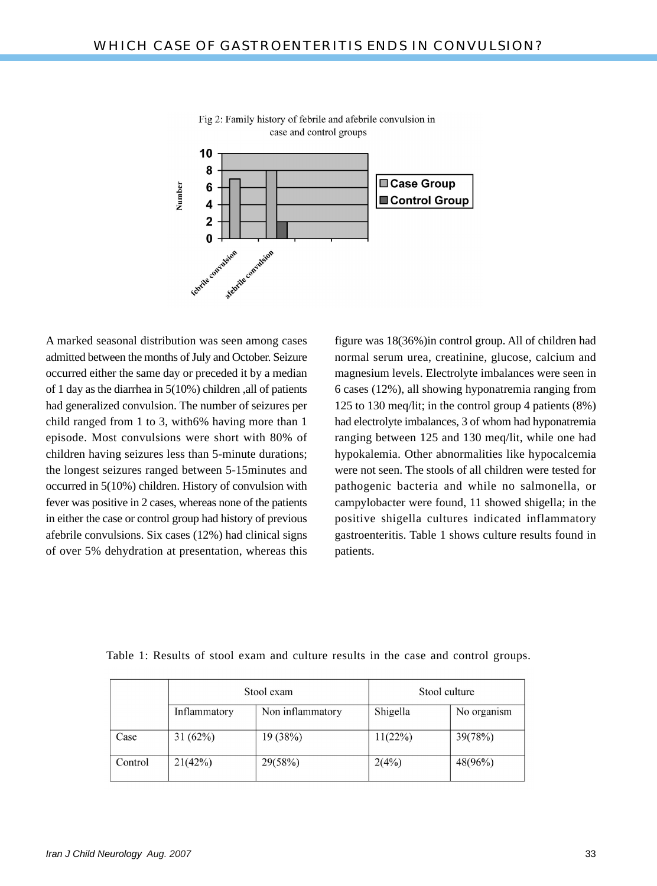Fig 2: Family history of febrile and afebrile convulsion in case and control groups

A marked seasonal distribution was seen among cases admitted between the months of July and October. Seizure occurred either the same day or preceded it by a median of 1 day as the diarrhea in 5(10%) children ,all of patients had generalized convulsion. The number of seizures per child ranged from 1 to 3, with6% having more than 1 episode. Most convulsions were short with 80% of children having seizures less than 5-minute durations; the longest seizures ranged between 5-15minutes and occurred in 5(10%) children. History of convulsion with fever was positive in 2 cases, whereas none of the patients in either the case or control group had history of previous afebrile convulsions. Six cases (12%) had clinical signs of over 5% dehydration at presentation, whereas this figure was 18(36%)in control group. All of children had normal serum urea, creatinine, glucose, calcium and magnesium levels. Electrolyte imbalances were seen in 6 cases (12%), all showing hyponatremia ranging from 125 to 130 meq/lit; in the control group 4 patients (8%) had electrolyte imbalances, 3 of whom had hyponatremia ranging between 125 and 130 meq/lit, while one had hypokalemia. Other abnormalities like hypocalcemia were not seen. The stools of all children were tested for pathogenic bacteria and while no salmonella, or campylobacter were found, 11 showed shigella; in the positive shigella cultures indicated inflammatory gastroenteritis. Table 1 shows culture results found in patients.

Table 1: Results of stool exam and culture results in the case and control groups.

| | Stool exam | | Stool culture | |
|---|---|---|---|---|
| | Inflammatory | Non inflammatory | Shigella | No organism |
| Case | 31 (62%) | 19 (38%) | 11(22%) | 39(78%) |
| Control | 21(42%) | 29(58%) | 2(4%) | 48(96%) |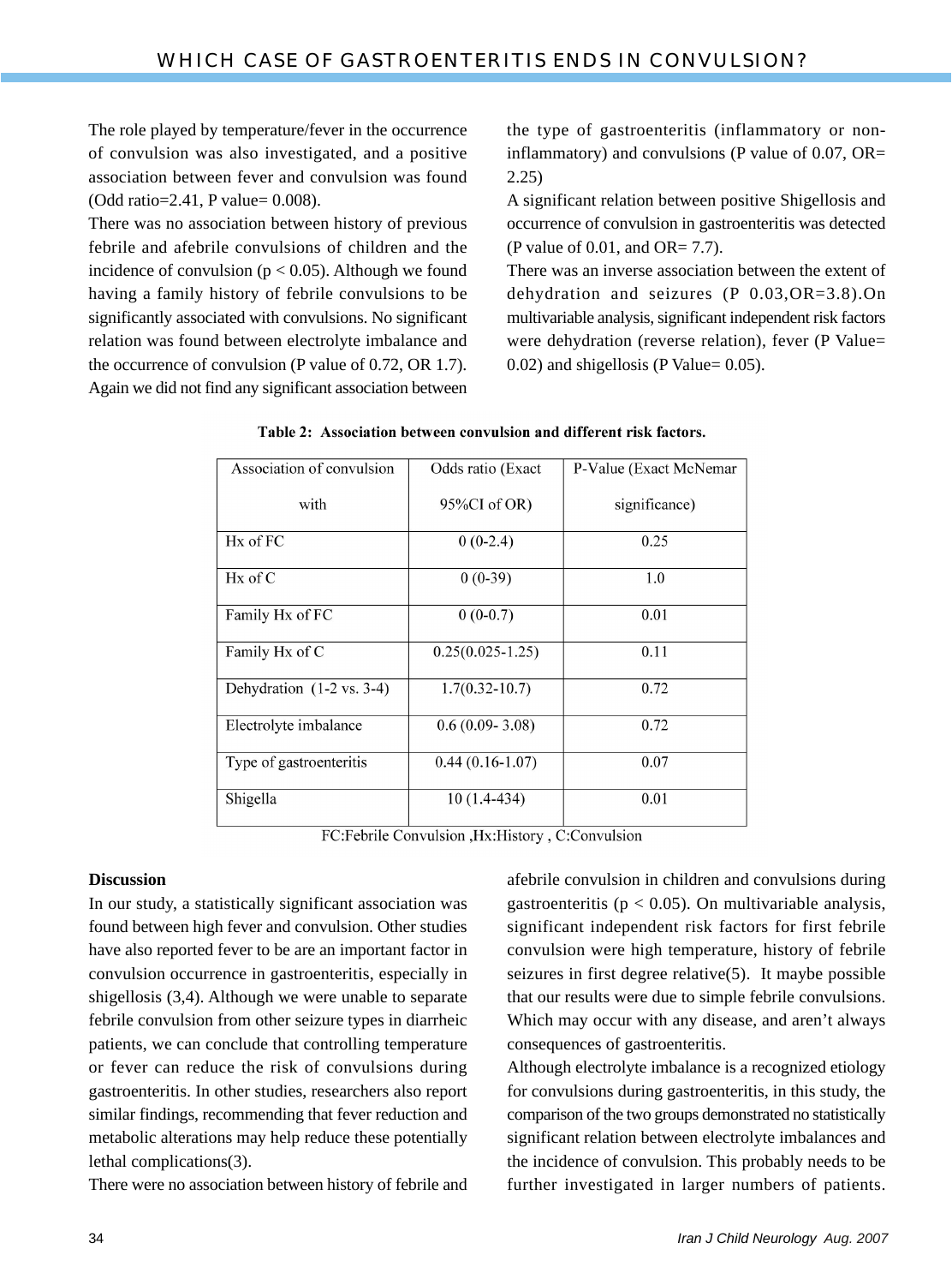The role played by temperature/fever in the occurrence of convulsion was also investigated, and a positive association between fever and convulsion was found (Odd ratio=2.41, P value= 0.008).

There was no association between history of previous febrile and afebrile convulsions of children and the incidence of convulsion ($p < 0.05$). Although we found having a family history of febrile convulsions to be significantly associated with convulsions. No significant relation was found between electrolyte imbalance and the occurrence of convulsion (P value of 0.72, OR 1.7). Again we did not find any significant association between the type of gastroenteritis (inflammatory or non-inflammatory) and convulsions (P value of 0.07, OR= 2.25)

A significant relation between positive Shigellosis and occurrence of convulsion in gastroenteritis was detected (P value of 0.01, and OR= 7.7).

There was an inverse association between the extent of dehydration and seizures (P 0.03,OR=3.8).On multivariable analysis, significant independent risk factors were dehydration (reverse relation), fever (P Value= 0.02) and shigellosis (P Value= 0.05).

**Table 2: Association between convulsion and different risk factors.**

| Association of convulsion with | Odds ratio (Exact 95%CI of OR) | P-Value (Exact McNemar significance) |
|---|---|---|
| Hx of FC | 0 (0-2.4) | 0.25 |
| Hx of C | 0 (0-39) | 1.0 |
| Family Hx of FC | 0 (0-0.7) | 0.01 |
| Family Hx of C | 0.25(0.025-1.25) | 0.11 |
| Dehydration (1-2 vs. 3-4) | 1.7(0.32-10.7) | 0.72 |
| Electrolyte imbalance | 0.6 (0.09- 3.08) | 0.72 |
| Type of gastroenteritis | 0.44 (0.16-1.07) | 0.07 |
| Shigella | 10 (1.4-434) | 0.01 |

FC:Febrile Convulsion ,Hx:History , C:Convulsion

**Discussion**

In our study, a statistically significant association was found between high fever and convulsion. Other studies have also reported fever to be are an important factor in convulsion occurrence in gastroenteritis, especially in shigellosis (3,4). Although we were unable to separate febrile convulsion from other seizure types in diarrheic patients, we can conclude that controlling temperature or fever can reduce the risk of convulsions during gastroenteritis. In other studies, researchers also report similar findings, recommending that fever reduction and metabolic alterations may help reduce these potentially lethal complications(3).

There were no association between history of febrile and afebrile convulsion in children and convulsions during gastroenteritis ($p < 0.05$). On multivariable analysis, significant independent risk factors for first febrile convulsion were high temperature, history of febrile seizures in first degree relative(5). It maybe possible that our results were due to simple febrile convulsions. Which may occur with any disease, and aren't always consequences of gastroenteritis.

Although electrolyte imbalance is a recognized etiology for convulsions during gastroenteritis, in this study, the comparison of the two groups demonstrated no statistically significant relation between electrolyte imbalances and the incidence of convulsion. This probably needs to be further investigated in larger numbers of patients.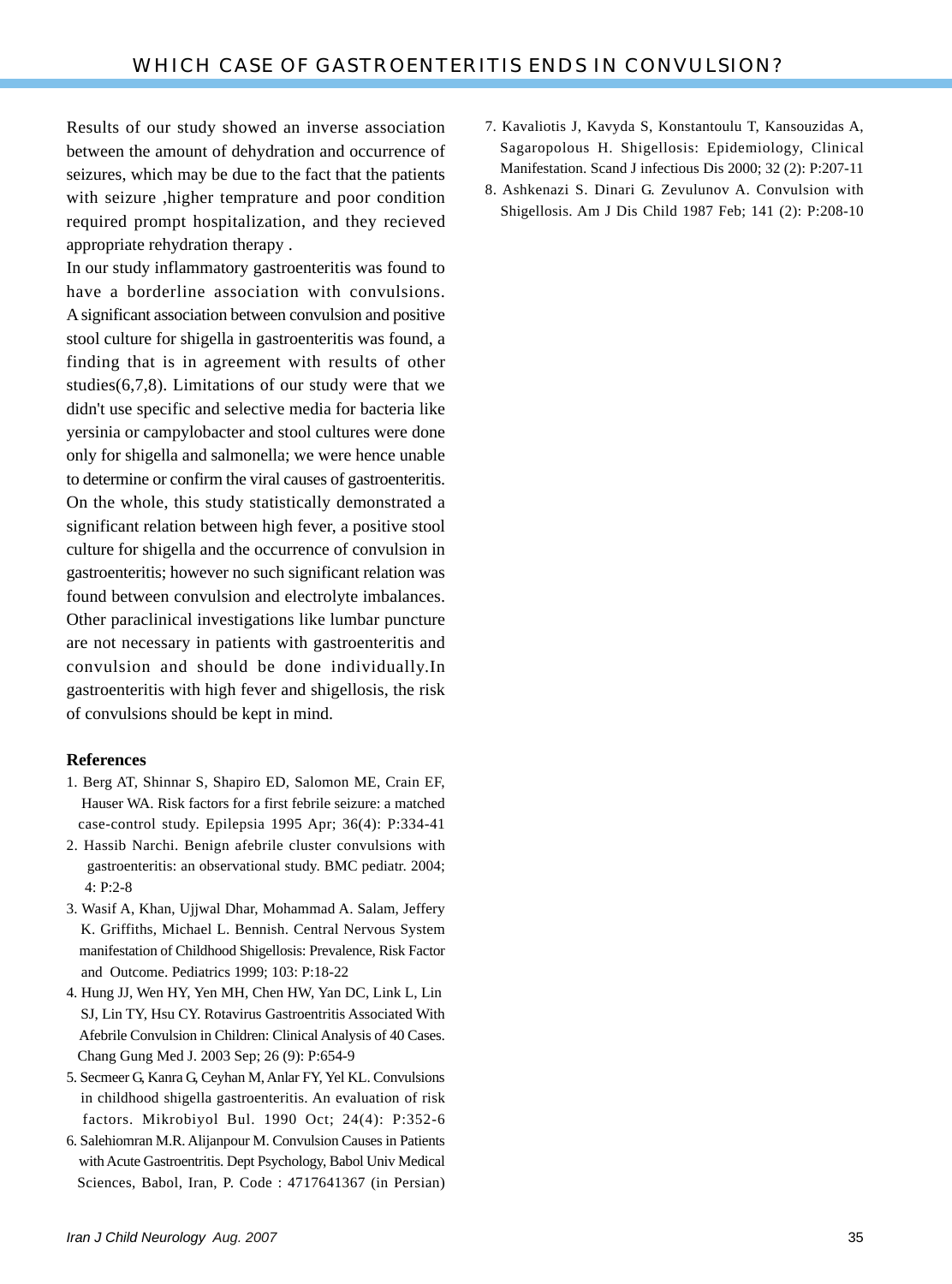Results of our study showed an inverse association between the amount of dehydration and occurrence of seizures, which may be due to the fact that the patients with seizure ,higher temprature and poor condition required prompt hospitalization, and they recieved appropriate rehydration therapy .

In our study inflammatory gastroenteritis was found to have a borderline association with convulsions. A significant association between convulsion and positive stool culture for shigella in gastroenteritis was found, a finding that is in agreement with results of other studies(6,7,8). Limitations of our study were that we didn't use specific and selective media for bacteria like yersinia or campylobacter and stool cultures were done only for shigella and salmonella; we were hence unable to determine or confirm the viral causes of gastroenteritis. On the whole, this study statistically demonstrated a significant relation between high fever, a positive stool culture for shigella and the occurrence of convulsion in gastroenteritis; however no such significant relation was found between convulsion and electrolyte imbalances. Other paraclinical investigations like lumbar puncture are not necessary in patients with gastroenteritis and convulsion and should be done individually.In gastroenteritis with high fever and shigellosis, the risk of convulsions should be kept in mind.

**References**

1. Berg AT, Shinnar S, Shapiro ED, Salomon ME, Crain EF, Hauser WA. Risk factors for a first febrile seizure: a matched case-control study. Epilepsia 1995 Apr; 36(4): P:334-41
2. Hassib Narchi. Benign afebrile cluster convulsions with gastroenteritis: an observational study. BMC pediatr. 2004; 4: P:2-8
3. Wasif A, Khan, Ujjwal Dhar, Mohammad A. Salam, Jeffery K. Griffiths, Michael L. Bennish. Central Nervous System manifestation of Childhood Shigellosis: Prevalence, Risk Factor and Outcome. Pediatrics 1999; 103: P:18-22
4. Hung JJ, Wen HY, Yen MH, Chen HW, Yan DC, Link L, Lin SJ, Lin TY, Hsu CY. Rotavirus Gastroentritis Associated With Afebrile Convulsion in Children: Clinical Analysis of 40 Cases. Chang Gung Med J. 2003 Sep; 26 (9): P:654-9
5. Secmeer G, Kanra G, Ceyhan M, Anlar FY, Yel KL. Convulsions in childhood shigella gastroenteritis. An evaluation of risk factors. Mikrobiyol Bul. 1990 Oct; 24(4): P:352-6
6. Salehiomran M.R. Alijanpour M. Convulsion Causes in Patients with Acute Gastroentritis. Dept Psychology, Babol Univ Medical Sciences, Babol, Iran, P. Code : 4717641367 (in Persian)
7. Kavaliotis J, Kavyda S, Konstantoulu T, Kansouzidas A, Sagaropolous H. Shigellosis: Epidemiology, Clinical Manifestation. Scand J infectious Dis 2000; 32 (2): P:207-11
8. Ashkenazi S. Dinari G. Zevulunov A. Convulsion with Shigellosis. Am J Dis Child 1987 Feb; 141 (2): P:208-10